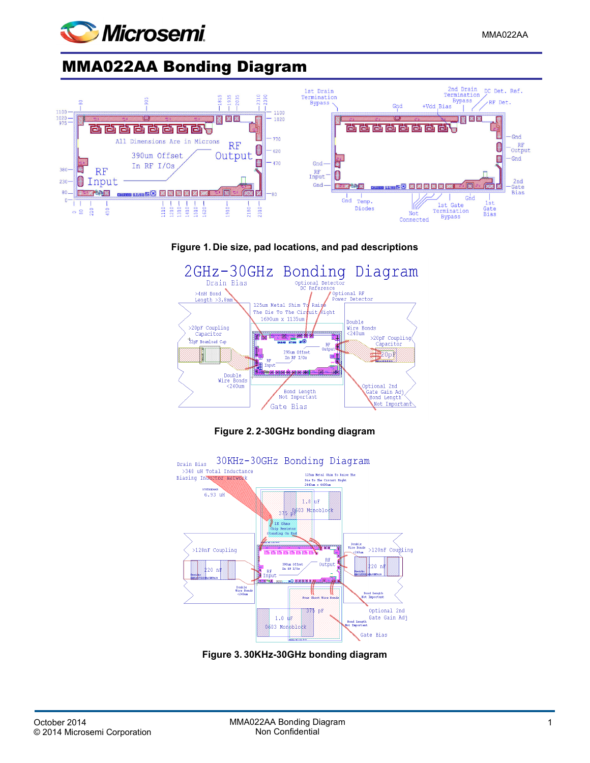# MMA022AA Bonding Diagram

Figure 1. Die size, pad locations, and pad descriptions

Figure 2. 2-30GHz bonding diagram

Figure 3. 30KHz-30GHz bonding diagram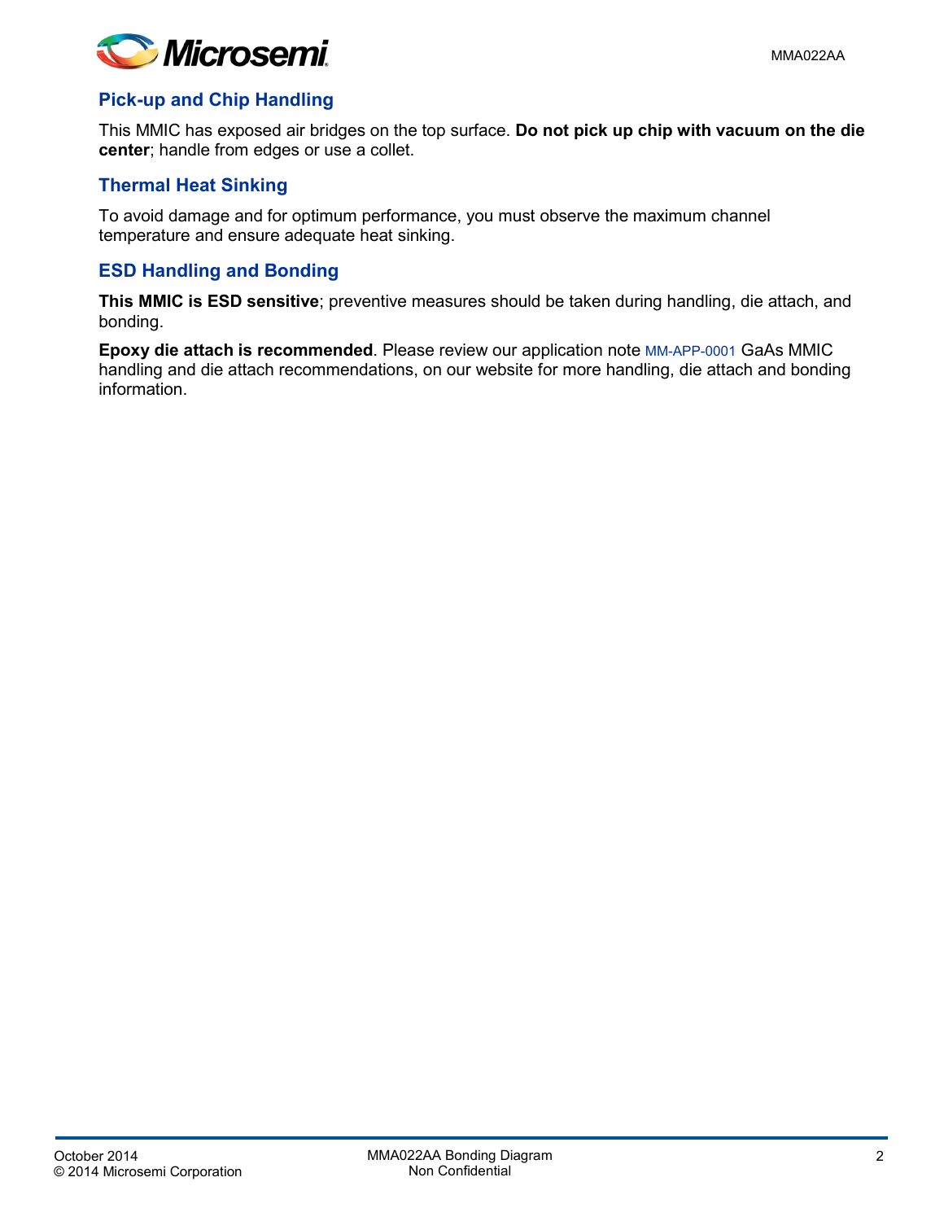## Pick-up and Chip Handling

This MMIC has exposed air bridges on the top surface. **Do not pick up chip with vacuum on the die center**; handle from edges or use a collet.

## Thermal Heat Sinking

To avoid damage and for optimum performance, you must observe the maximum channel temperature and ensure adequate heat sinking.

## ESD Handling and Bonding

**This MMIC is ESD sensitive**; preventive measures should be taken during handling, die attach, and bonding.

**Epoxy die attach is recommended**. Please review our application note MM-APP-0001 GaAs MMIC handling and die attach recommendations, on our website for more handling, die attach and bonding information.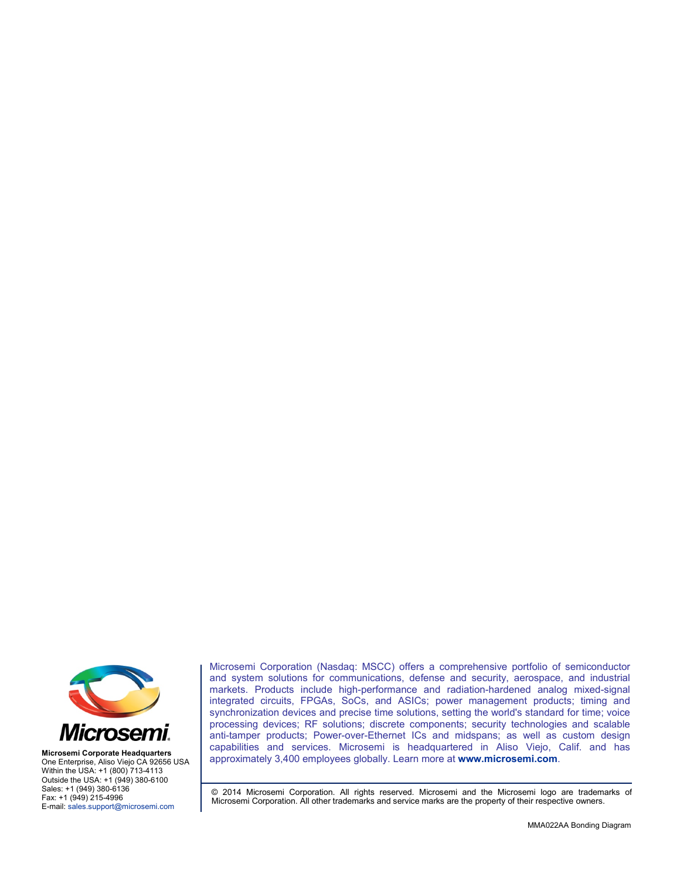Microsemi

**Microsemi Corporate Headquarters**
One Enterprise, Aliso Viejo CA 92656 USA
Within the USA: +1 (800) 713-4113
Outside the USA: +1 (949) 380-6100
Sales: +1 (949) 380-6136
Fax: +1 (949) 215-4996
E-mail: sales.support@microsemi.com

Microsemi Corporation (Nasdaq: MSCC) offers a comprehensive portfolio of semiconductor and system solutions for communications, defense and security, aerospace, and industrial markets. Products include high-performance and radiation-hardened analog mixed-signal integrated circuits, FPGAs, SoCs, and ASICs; power management products; timing and synchronization devices and precise time solutions, setting the world's standard for time; voice processing devices; RF solutions; discrete components; security technologies and scalable anti-tamper products; Power-over-Ethernet ICs and midspans; as well as custom design capabilities and services. Microsemi is headquartered in Aliso Viejo, Calif. and has approximately 3,400 employees globally. Learn more at **www.microsemi.com**.

© 2014 Microsemi Corporation. All rights reserved. Microsemi and the Microsemi logo are trademarks of Microsemi Corporation. All other trademarks and service marks are the property of their respective owners.

MMA022AA Bonding Diagram